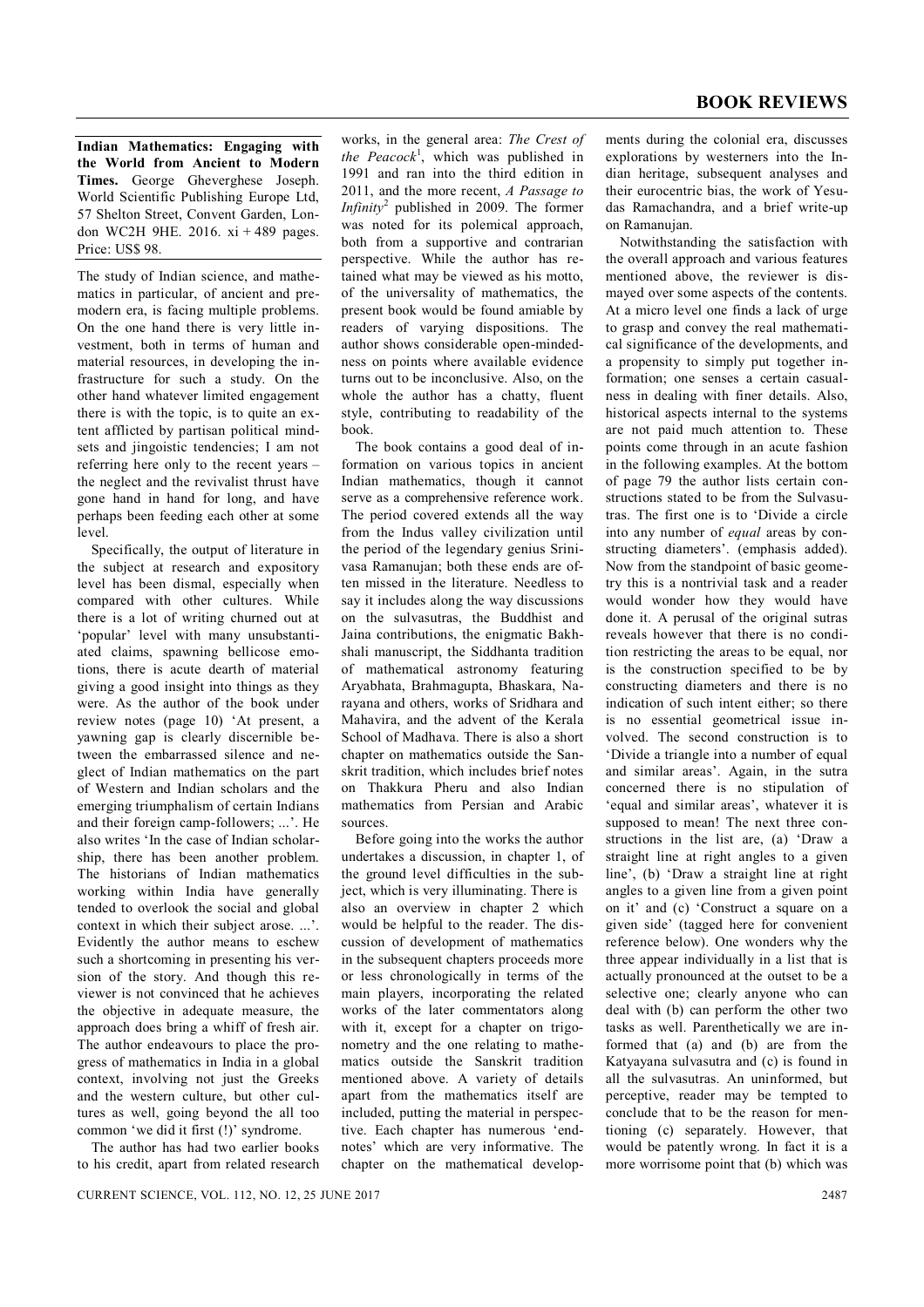# BOOK REVIEWS

**Indian Mathematics: Engaging with the World from Ancient to Modern Times.** George Gheverghese Joseph. World Scientific Publishing Europe Ltd, 57 Shelton Street, Convent Garden, London WC2H 9HE. 2016. xi + 489 pages. Price: US$ 98.

The study of Indian science, and mathematics in particular, of ancient and premodern era, is facing multiple problems. On the one hand there is very little investment, both in terms of human and material resources, in developing the infrastructure for such a study. On the other hand whatever limited engagement there is with the topic, is to quite an extent afflicted by partisan political mindsets and jingoistic tendencies; I am not referring here only to the recent years – the neglect and the revivalist thrust have gone hand in hand for long, and have perhaps been feeding each other at some level.

Specifically, the output of literature in the subject at research and expository level has been dismal, especially when compared with other cultures. While there is a lot of writing churned out at 'popular' level with many unsubstantiated claims, spawning bellicose emotions, there is acute dearth of material giving a good insight into things as they were. As the author of the book under review notes (page 10) 'At present, a yawning gap is clearly discernible between the embarrassed silence and neglect of Indian mathematics on the part of Western and Indian scholars and the emerging triumphalism of certain Indians and their foreign camp-followers; ...'. He also writes 'In the case of Indian scholarship, there has been another problem. The historians of Indian mathematics working within India have generally tended to overlook the social and global context in which their subject arose. ...'. Evidently the author means to eschew such a shortcoming in presenting his version of the story. And though this reviewer is not convinced that he achieves the objective in adequate measure, the approach does bring a whiff of fresh air. The author endeavours to place the progress of mathematics in India in a global context, involving not just the Greeks and the western culture, but other cultures as well, going beyond the all too common 'we did it first (!)' syndrome.

The author has had two earlier books to his credit, apart from related research works, in the general area: *The Crest of the Peacock*[1], which was published in 1991 and ran into the third edition in 2011, and the more recent, *A Passage to Infinity*[2] published in 2009. The former was noted for its polemical approach, both from a supportive and contrarian perspective. While the author has retained what may be viewed as his motto, of the universality of mathematics, the present book would be found amiable by readers of varying dispositions. The author shows considerable open-mindedness on points where available evidence turns out to be inconclusive. Also, on the whole the author has a chatty, fluent style, contributing to readability of the book.

The book contains a good deal of information on various topics in ancient Indian mathematics, though it cannot serve as a comprehensive reference work. The period covered extends all the way from the Indus valley civilization until the period of the legendary genius Srinivasa Ramanujan; both these ends are often missed in the literature. Needless to say it includes along the way discussions on the sulvasutras, the Buddhist and Jaina contributions, the enigmatic Bakhshali manuscript, the Siddhanta tradition of mathematical astronomy featuring Aryabhata, Brahmagupta, Bhaskara, Narayana and others, works of Sridhara and Mahavira, and the advent of the Kerala School of Madhava. There is also a short chapter on mathematics outside the Sanskrit tradition, which includes brief notes on Thakkura Pheru and also Indian mathematics from Persian and Arabic sources.

Before going into the works the author undertakes a discussion, in chapter 1, of the ground level difficulties in the subject, which is very illuminating. There is also an overview in chapter 2 which would be helpful to the reader. The discussion of development of mathematics in the subsequent chapters proceeds more or less chronologically in terms of the main players, incorporating the related works of the later commentators along with it, except for a chapter on trigonometry and the one relating to mathematics outside the Sanskrit tradition mentioned above. A variety of details apart from the mathematics itself are included, putting the material in perspective. Each chapter has numerous 'endnotes' which are very informative. The chapter on the mathematical developments during the colonial era, discusses explorations by westerners into the Indian heritage, subsequent analyses and their eurocentric bias, the work of Yesudas Ramachandra, and a brief write-up on Ramanujan.

Notwithstanding the satisfaction with the overall approach and various features mentioned above, the reviewer is dismayed over some aspects of the contents. At a micro level one finds a lack of urge to grasp and convey the real mathematical significance of the developments, and a propensity to simply put together information; one senses a certain casualness in dealing with finer details. Also, historical aspects internal to the systems are not paid much attention to. These points come through in an acute fashion in the following examples. At the bottom of page 79 the author lists certain constructions stated to be from the Sulvasutras. The first one is to 'Divide a circle into any number of *equal* areas by constructing diameters'. (emphasis added). Now from the standpoint of basic geometry this is a nontrivial task and a reader would wonder how they would have done it. A perusal of the original sutras reveals however that there is no condition restricting the areas to be equal, nor is the construction specified to be by constructing diameters and there is no indication of such intent either; so there is no essential geometrical issue involved. The second construction is to 'Divide a triangle into a number of equal and similar areas'. Again, in the sutra concerned there is no stipulation of 'equal and similar areas', whatever it is supposed to mean! The next three constructions in the list are, (a) 'Draw a straight line at right angles to a given line', (b) 'Draw a straight line at right angles to a given line from a given point on it' and (c) 'Construct a square on a given side' (tagged here for convenient reference below). One wonders why the three appear individually in a list that is actually pronounced at the outset to be a selective one; clearly anyone who can deal with (b) can perform the other two tasks as well. Parenthetically we are informed that (a) and (b) are from the Katyayana sulvasutra and (c) is found in all the sulvasutras. An uninformed, but perceptive, reader may be tempted to conclude that to be the reason for mentioning (c) separately. However, that would be patently wrong. In fact it is a more worrisome point that (b) which was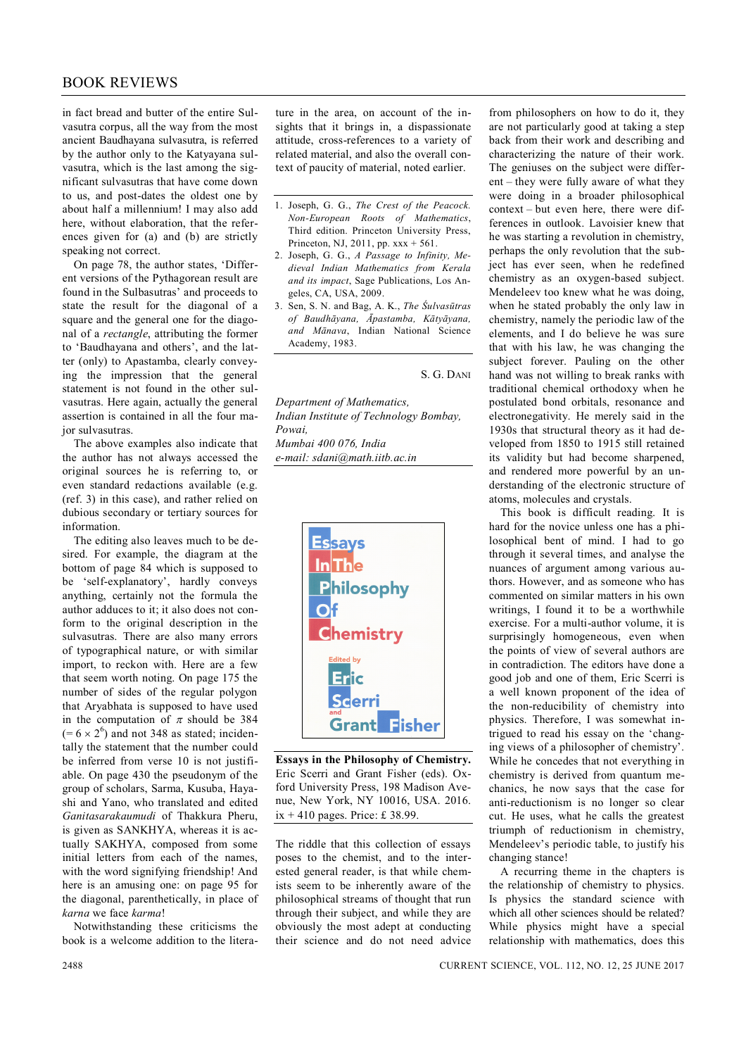in fact bread and butter of the entire Sulvasutra corpus, all the way from the most ancient Baudhayana sulvasutra, is referred by the author only to the Katyayana sulvasutra, which is the last among the significant sulvasutras that have come down to us, and post-dates the oldest one by about half a millennium! I may also add here, without elaboration, that the references given for (a) and (b) are strictly speaking not correct.

On page 78, the author states, 'Different versions of the Pythagorean result are found in the Sulbasutras' and proceeds to state the result for the diagonal of a square and the general one for the diagonal of a *rectangle*, attributing the former to 'Baudhayana and others', and the latter (only) to Apastamba, clearly conveying the impression that the general statement is not found in the other sulvasutras. Here again, actually the general assertion is contained in all the four major sulvasutras.

The above examples also indicate that the author has not always accessed the original sources he is referring to, or even standard redactions available (e.g. (ref. 3) in this case), and rather relied on dubious secondary or tertiary sources for information.

The editing also leaves much to be desired. For example, the diagram at the bottom of page 84 which is supposed to be 'self-explanatory', hardly conveys anything, certainly not the formula the author adduces to it; it also does not conform to the original description in the sulvasutras. There are also many errors of typographical nature, or with similar import, to reckon with. Here are a few that seem worth noting. On page 175 the number of sides of the regular polygon that Aryabhata is supposed to have used in the computation of $\pi$ should be 384 ($= 6 \times 2^6$) and not 348 as stated; incidentally the statement that the number could be inferred from verse 10 is not justifiable. On page 430 the pseudonym of the group of scholars, Sarma, Kusuba, Hayashi and Yano, who translated and edited *Ganitasarakaumudi* of Thakkura Pheru, is given as SANKHYA, whereas it is actually SAKHYA, composed from some initial letters from each of the names, with the word signifying friendship! And here is an amusing one: on page 95 for the diagonal, parenthetically, in place of *karna* we face *karma*!

Notwithstanding these criticisms the book is a welcome addition to the literature in the area, on account of the insights that it brings in, a dispassionate attitude, cross-references to a variety of related material, and also the overall context of paucity of material, noted earlier.

1. Joseph, G. G., *The Crest of the Peacock. Non-European Roots of Mathematics*, Third edition. Princeton University Press, Princeton, NJ, 2011, pp. xxx + 561.
2. Joseph, G. G., *A Passage to Infinity, Medieval Indian Mathematics from Kerala and its impact*, Sage Publications, Los Angeles, CA, USA, 2009.
3. Sen, S. N. and Bag, A. K., *The Śulvasūtras of Baudhāyana, Āpastamba, Kātyāyana, and Mānava*, Indian National Science Academy, 1983.

S. G. DANI

*Department of Mathematics,*
*Indian Institute of Technology Bombay,*
*Powai,*
*Mumbai 400 076, India*
*e-mail: sdani@math.iitb.ac.in*

**Essays in the Philosophy of Chemistry.** Eric Scerri and Grant Fisher (eds). Oxford University Press, 198 Madison Avenue, New York, NY 10016, USA. 2016. ix + 410 pages. Price: £ 38.99.

The riddle that this collection of essays poses to the chemist, and to the interested general reader, is that while chemists seem to be inherently aware of the philosophical streams of thought that run through their subject, and while they are obviously the most adept at conducting their science and do not need advice from philosophers on how to do it, they are not particularly good at taking a step back from their work and describing and characterizing the nature of their work. The geniuses on the subject were different – they were fully aware of what they were doing in a broader philosophical context – but even here, there were differences in outlook. Lavoisier knew that he was starting a revolution in chemistry, perhaps the only revolution that the subject has ever seen, when he redefined chemistry as an oxygen-based subject. Mendeleev too knew what he was doing, when he stated probably the only law in chemistry, namely the periodic law of the elements, and I do believe he was sure that with his law, he was changing the subject forever. Pauling on the other hand was not willing to break ranks with traditional chemical orthodoxy when he postulated bond orbitals, resonance and electronegativity. He merely said in the 1930s that structural theory as it had developed from 1850 to 1915 still retained its validity but had become sharpened, and rendered more powerful by an understanding of the electronic structure of atoms, molecules and crystals.

This book is difficult reading. It is hard for the novice unless one has a philosophical bent of mind. I had to go through it several times, and analyse the nuances of argument among various authors. However, and as someone who has commented on similar matters in his own writings, I found it to be a worthwhile exercise. For a multi-author volume, it is surprisingly homogeneous, even when the points of view of several authors are in contradiction. The editors have done a good job and one of them, Eric Scerri is a well known proponent of the idea of the non-reducibility of chemistry into physics. Therefore, I was somewhat intrigued to read his essay on the 'changing views of a philosopher of chemistry'. While he concedes that not everything in chemistry is derived from quantum mechanics, he now says that the case for anti-reductionism is no longer so clear cut. He uses, what he calls the greatest triumph of reductionism in chemistry, Mendeleev's periodic table, to justify his changing stance!

A recurring theme in the chapters is the relationship of chemistry to physics. Is physics the standard science with which all other sciences should be related? While physics might have a special relationship with mathematics, does this